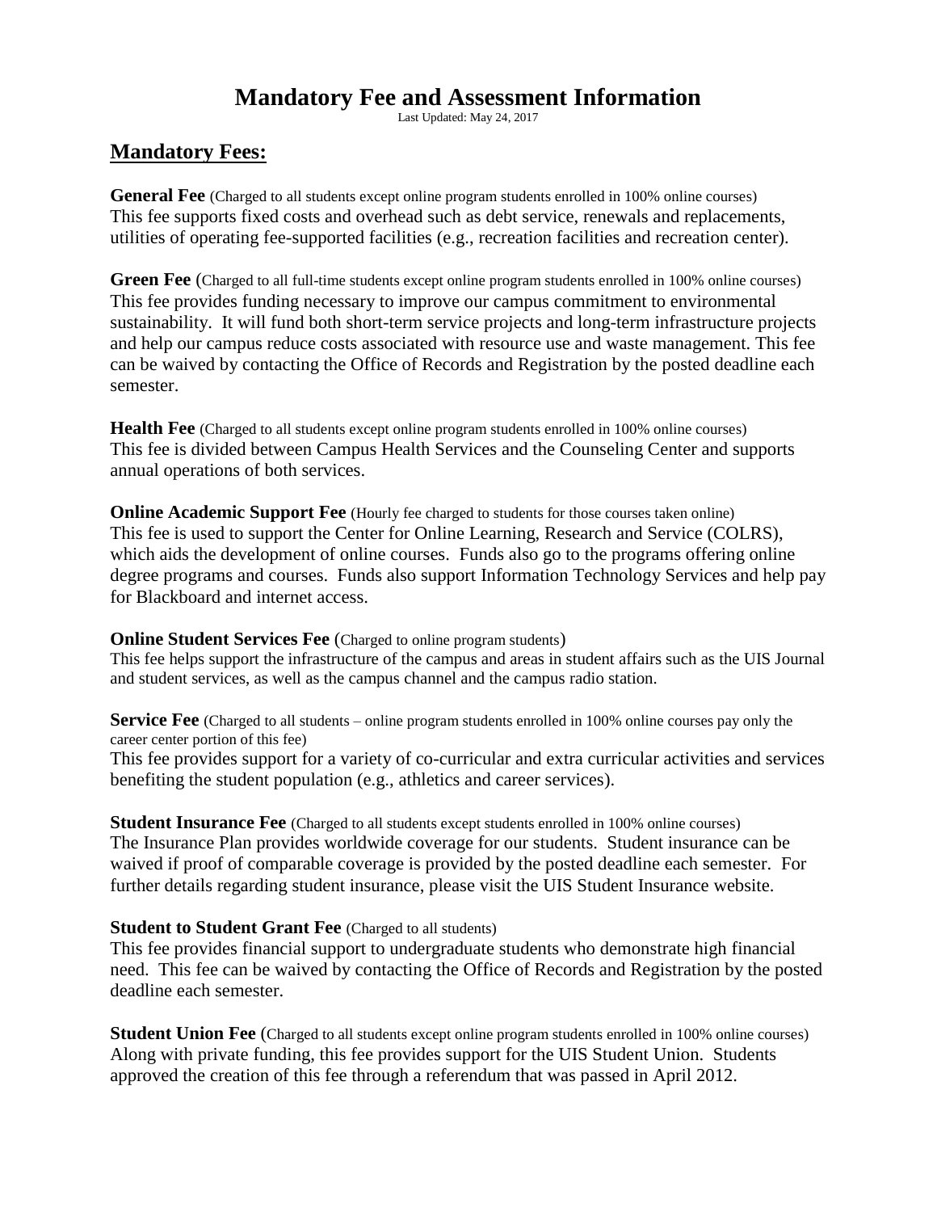# Mandatory Fee and Assessment Information

Last Updated: May 24, 2017

## Mandatory Fees:

**General Fee** (Charged to all students except online program students enrolled in 100% online courses)
This fee supports fixed costs and overhead such as debt service, renewals and replacements, utilities of operating fee-supported facilities (e.g., recreation facilities and recreation center).

**Green Fee** (Charged to all full-time students except online program students enrolled in 100% online courses)
This fee provides funding necessary to improve our campus commitment to environmental sustainability. It will fund both short-term service projects and long-term infrastructure projects and help our campus reduce costs associated with resource use and waste management. This fee can be waived by contacting the Office of Records and Registration by the posted deadline each semester.

**Health Fee** (Charged to all students except online program students enrolled in 100% online courses)
This fee is divided between Campus Health Services and the Counseling Center and supports annual operations of both services.

**Online Academic Support Fee** (Hourly fee charged to students for those courses taken online)
This fee is used to support the Center for Online Learning, Research and Service (COLRS), which aids the development of online courses. Funds also go to the programs offering online degree programs and courses. Funds also support Information Technology Services and help pay for Blackboard and internet access.

**Online Student Services Fee** (Charged to online program students)
This fee helps support the infrastructure of the campus and areas in student affairs such as the UIS Journal and student services, as well as the campus channel and the campus radio station.

**Service Fee** (Charged to all students – online program students enrolled in 100% online courses pay only the career center portion of this fee)
This fee provides support for a variety of co-curricular and extra curricular activities and services benefiting the student population (e.g., athletics and career services).

**Student Insurance Fee** (Charged to all students except students enrolled in 100% online courses)
The Insurance Plan provides worldwide coverage for our students. Student insurance can be waived if proof of comparable coverage is provided by the posted deadline each semester. For further details regarding student insurance, please visit the UIS Student Insurance website.

**Student to Student Grant Fee** (Charged to all students)
This fee provides financial support to undergraduate students who demonstrate high financial need. This fee can be waived by contacting the Office of Records and Registration by the posted deadline each semester.

**Student Union Fee** (Charged to all students except online program students enrolled in 100% online courses)
Along with private funding, this fee provides support for the UIS Student Union. Students approved the creation of this fee through a referendum that was passed in April 2012.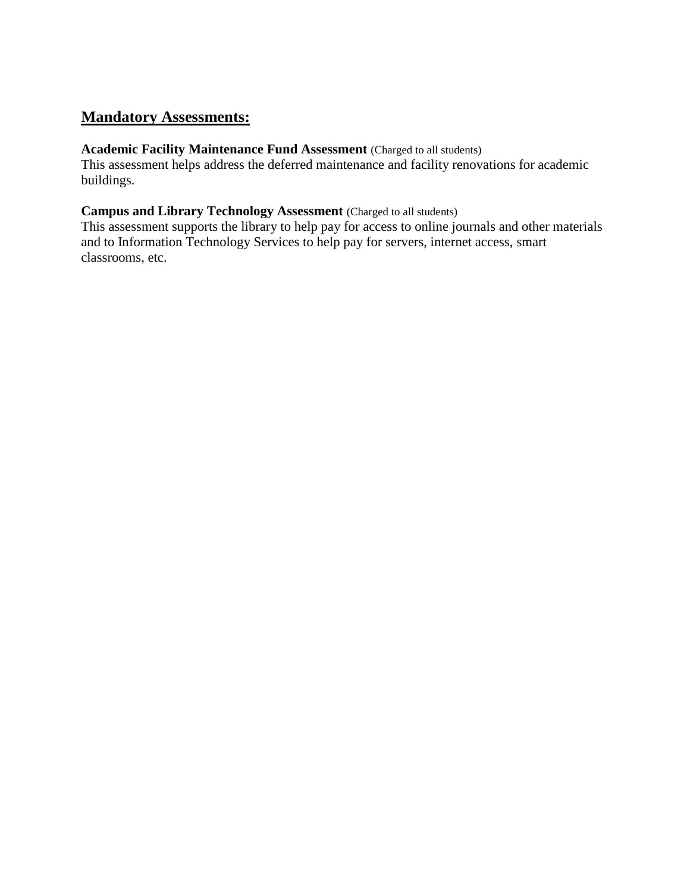## Mandatory Assessments:

**Academic Facility Maintenance Fund Assessment** (Charged to all students)
This assessment helps address the deferred maintenance and facility renovations for academic buildings.

**Campus and Library Technology Assessment** (Charged to all students)
This assessment supports the library to help pay for access to online journals and other materials and to Information Technology Services to help pay for servers, internet access, smart classrooms, etc.